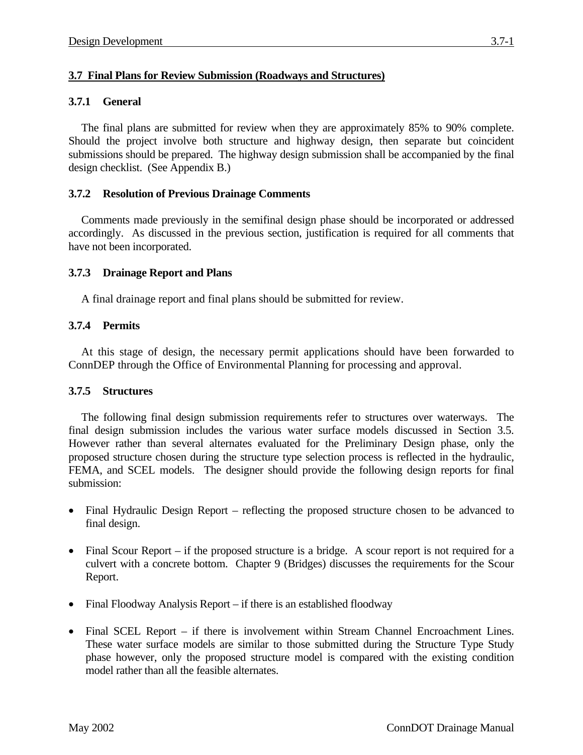## 3.7 Final Plans for Review Submission (Roadways and Structures)

### 3.7.1 General

The final plans are submitted for review when they are approximately 85% to 90% complete. Should the project involve both structure and highway design, then separate but coincident submissions should be prepared. The highway design submission shall be accompanied by the final design checklist. (See Appendix B.)

### 3.7.2 Resolution of Previous Drainage Comments

Comments made previously in the semifinal design phase should be incorporated or addressed accordingly. As discussed in the previous section, justification is required for all comments that have not been incorporated.

### 3.7.3 Drainage Report and Plans

A final drainage report and final plans should be submitted for review.

### 3.7.4 Permits

At this stage of design, the necessary permit applications should have been forwarded to ConnDEP through the Office of Environmental Planning for processing and approval.

### 3.7.5 Structures

The following final design submission requirements refer to structures over waterways. The final design submission includes the various water surface models discussed in Section 3.5. However rather than several alternates evaluated for the Preliminary Design phase, only the proposed structure chosen during the structure type selection process is reflected in the hydraulic, FEMA, and SCEL models. The designer should provide the following design reports for final submission:

- Final Hydraulic Design Report – reflecting the proposed structure chosen to be advanced to final design.
- Final Scour Report – if the proposed structure is a bridge. A scour report is not required for a culvert with a concrete bottom. Chapter 9 (Bridges) discusses the requirements for the Scour Report.
- Final Floodway Analysis Report – if there is an established floodway
- Final SCEL Report – if there is involvement within Stream Channel Encroachment Lines. These water surface models are similar to those submitted during the Structure Type Study phase however, only the proposed structure model is compared with the existing condition model rather than all the feasible alternates.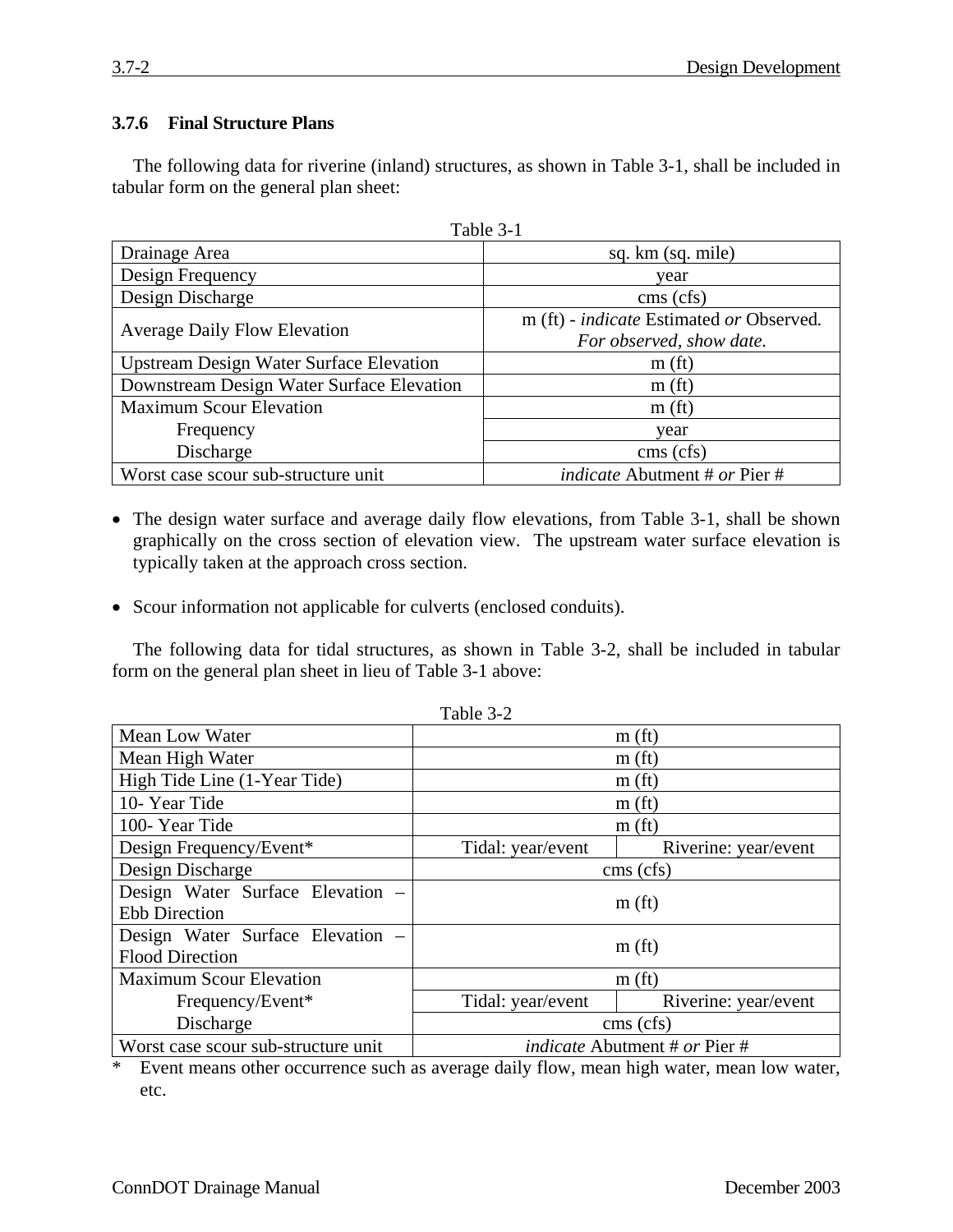### 3.7.6 Final Structure Plans

The following data for riverine (inland) structures, as shown in Table 3-1, shall be included in tabular form on the general plan sheet:

Table 3-1

| | |
|---|---|
| Drainage Area | sq. km (sq. mile) |
| Design Frequency | year |
| Design Discharge | cms (cfs) |
| Average Daily Flow Elevation | m (ft) - *indicate* Estimated *or* Observed. *For observed, show date.* |
| Upstream Design Water Surface Elevation | m (ft) |
| Downstream Design Water Surface Elevation | m (ft) |
| Maximum Scour Elevation | m (ft) |
| Frequency | year |
| Discharge | cms (cfs) |
| Worst case scour sub-structure unit | *indicate* Abutment # *or* Pier # |

- The design water surface and average daily flow elevations, from Table 3-1, shall be shown graphically on the cross section of elevation view. The upstream water surface elevation is typically taken at the approach cross section.
- Scour information not applicable for culverts (enclosed conduits).

The following data for tidal structures, as shown in Table 3-2, shall be included in tabular form on the general plan sheet in lieu of Table 3-1 above:

Table 3-2

| | | |
|---|---|---|
| Mean Low Water | m (ft) | |
| Mean High Water | m (ft) | |
| High Tide Line (1-Year Tide) | m (ft) | |
| 10- Year Tide | m (ft) | |
| 100- Year Tide | m (ft) | |
| Design Frequency/Event* | Tidal: year/event | Riverine: year/event |
| Design Discharge | cms (cfs) | |
| Design Water Surface Elevation – Ebb Direction | m (ft) | |
| Design Water Surface Elevation – Flood Direction | m (ft) | |
| Maximum Scour Elevation | m (ft) | |
| Frequency/Event* | Tidal: year/event | Riverine: year/event |
| Discharge | cms (cfs) | |
| Worst case scour sub-structure unit | *indicate* Abutment # *or* Pier # | |

\* Event means other occurrence such as average daily flow, mean high water, mean low water, etc.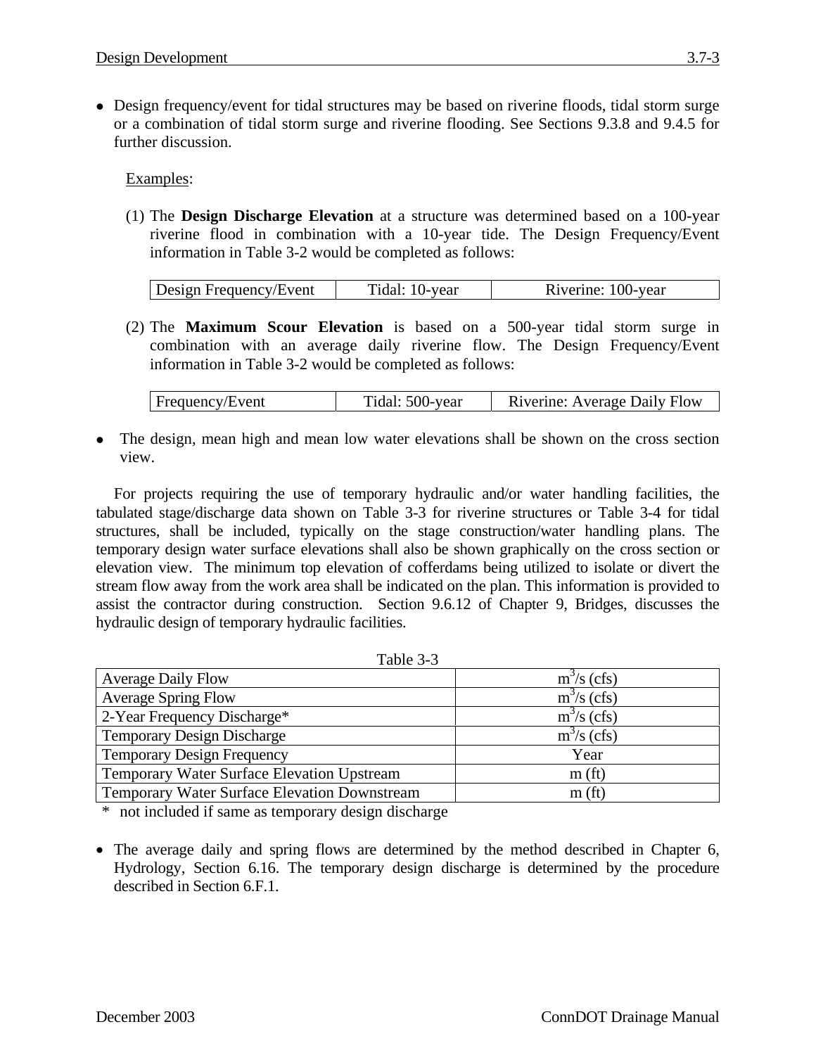- Design frequency/event for tidal structures may be based on riverine floods, tidal storm surge or a combination of tidal storm surge and riverine flooding. See Sections 9.3.8 and 9.4.5 for further discussion.

  Examples:

  (1) The **Design Discharge Elevation** at a structure was determined based on a 100-year riverine flood in combination with a 10-year tide. The Design Frequency/Event information in Table 3-2 would be completed as follows:

  | Design Frequency/Event | Tidal: 10-year | Riverine: 100-year |
  |---|---|---|

  (2) The **Maximum Scour Elevation** is based on a 500-year tidal storm surge in combination with an average daily riverine flow. The Design Frequency/Event information in Table 3-2 would be completed as follows:

  | Frequency/Event | Tidal: 500-year | Riverine: Average Daily Flow |
  |---|---|---|

- The design, mean high and mean low water elevations shall be shown on the cross section view.

For projects requiring the use of temporary hydraulic and/or water handling facilities, the tabulated stage/discharge data shown on Table 3-3 for riverine structures or Table 3-4 for tidal structures, shall be included, typically on the stage construction/water handling plans. The temporary design water surface elevations shall also be shown graphically on the cross section or elevation view. The minimum top elevation of cofferdams being utilized to isolate or divert the stream flow away from the work area shall be indicated on the plan. This information is provided to assist the contractor during construction. Section 9.6.12 of Chapter 9, Bridges, discusses the hydraulic design of temporary hydraulic facilities.

Table 3-3

| Average Daily Flow | $m^3/s$ (cfs) |
|---|---|
| Average Spring Flow | $m^3/s$ (cfs) |
| 2-Year Frequency Discharge* | $m^3/s$ (cfs) |
| Temporary Design Discharge | $m^3/s$ (cfs) |
| Temporary Design Frequency | Year |
| Temporary Water Surface Elevation Upstream | m (ft) |
| Temporary Water Surface Elevation Downstream | m (ft) |

\* not included if same as temporary design discharge

- The average daily and spring flows are determined by the method described in Chapter 6, Hydrology, Section 6.16. The temporary design discharge is determined by the procedure described in Section 6.F.1.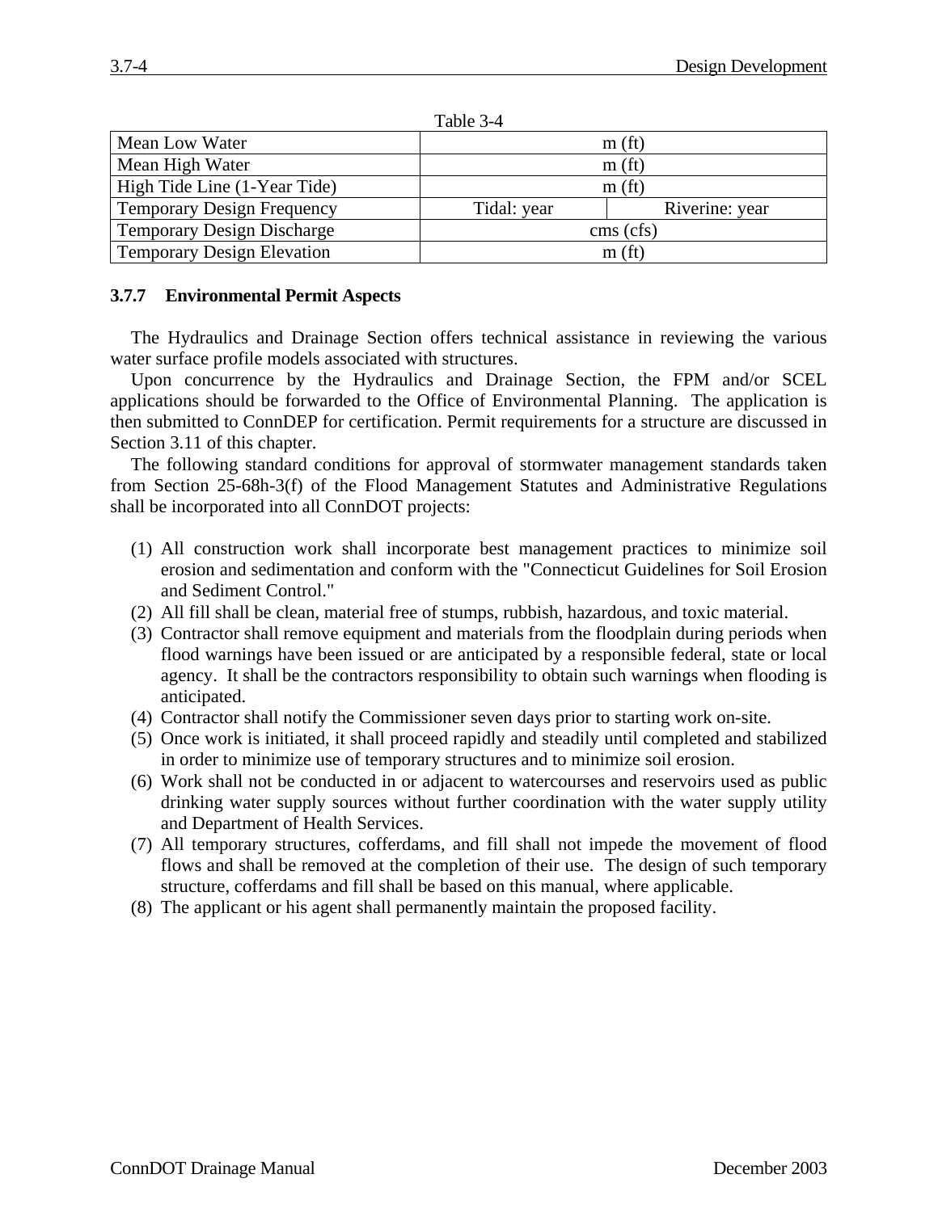Table 3-4

| | | |
|---|---|---|
| Mean Low Water | m (ft) | |
| Mean High Water | m (ft) | |
| High Tide Line (1-Year Tide) | m (ft) | |
| Temporary Design Frequency | Tidal: year | Riverine: year |
| Temporary Design Discharge | cms (cfs) | |
| Temporary Design Elevation | m (ft) | |

### 3.7.7 Environmental Permit Aspects

The Hydraulics and Drainage Section offers technical assistance in reviewing the various water surface profile models associated with structures.

Upon concurrence by the Hydraulics and Drainage Section, the FPM and/or SCEL applications should be forwarded to the Office of Environmental Planning. The application is then submitted to ConnDEP for certification. Permit requirements for a structure are discussed in Section 3.11 of this chapter.

The following standard conditions for approval of stormwater management standards taken from Section 25-68h-3(f) of the Flood Management Statutes and Administrative Regulations shall be incorporated into all ConnDOT projects:

(1) All construction work shall incorporate best management practices to minimize soil erosion and sedimentation and conform with the "Connecticut Guidelines for Soil Erosion and Sediment Control."
(2) All fill shall be clean, material free of stumps, rubbish, hazardous, and toxic material.
(3) Contractor shall remove equipment and materials from the floodplain during periods when flood warnings have been issued or are anticipated by a responsible federal, state or local agency. It shall be the contractors responsibility to obtain such warnings when flooding is anticipated.
(4) Contractor shall notify the Commissioner seven days prior to starting work on-site.
(5) Once work is initiated, it shall proceed rapidly and steadily until completed and stabilized in order to minimize use of temporary structures and to minimize soil erosion.
(6) Work shall not be conducted in or adjacent to watercourses and reservoirs used as public drinking water supply sources without further coordination with the water supply utility and Department of Health Services.
(7) All temporary structures, cofferdams, and fill shall not impede the movement of flood flows and shall be removed at the completion of their use. The design of such temporary structure, cofferdams and fill shall be based on this manual, where applicable.
(8) The applicant or his agent shall permanently maintain the proposed facility.